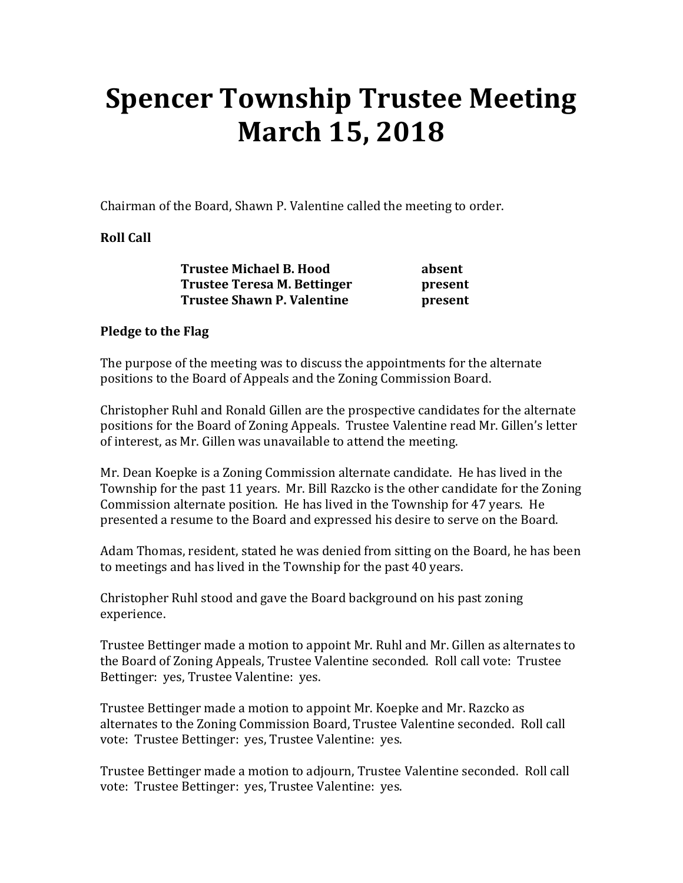# Spencer Township Trustee Meeting March 15, 2018

Chairman of the Board, Shawn P. Valentine called the meeting to order.

**Roll Call**

| | |
|---|---|
| **Trustee Michael B. Hood** | **absent** |
| **Trustee Teresa M. Bettinger** | **present** |
| **Trustee Shawn P. Valentine** | **present** |

**Pledge to the Flag**

The purpose of the meeting was to discuss the appointments for the alternate positions to the Board of Appeals and the Zoning Commission Board.

Christopher Ruhl and Ronald Gillen are the prospective candidates for the alternate positions for the Board of Zoning Appeals. Trustee Valentine read Mr. Gillen's letter of interest, as Mr. Gillen was unavailable to attend the meeting.

Mr. Dean Koepke is a Zoning Commission alternate candidate. He has lived in the Township for the past 11 years. Mr. Bill Razcko is the other candidate for the Zoning Commission alternate position. He has lived in the Township for 47 years. He presented a resume to the Board and expressed his desire to serve on the Board.

Adam Thomas, resident, stated he was denied from sitting on the Board, he has been to meetings and has lived in the Township for the past 40 years.

Christopher Ruhl stood and gave the Board background on his past zoning experience.

Trustee Bettinger made a motion to appoint Mr. Ruhl and Mr. Gillen as alternates to the Board of Zoning Appeals, Trustee Valentine seconded. Roll call vote: Trustee Bettinger: yes, Trustee Valentine: yes.

Trustee Bettinger made a motion to appoint Mr. Koepke and Mr. Razcko as alternates to the Zoning Commission Board, Trustee Valentine seconded. Roll call vote: Trustee Bettinger: yes, Trustee Valentine: yes.

Trustee Bettinger made a motion to adjourn, Trustee Valentine seconded. Roll call vote: Trustee Bettinger: yes, Trustee Valentine: yes.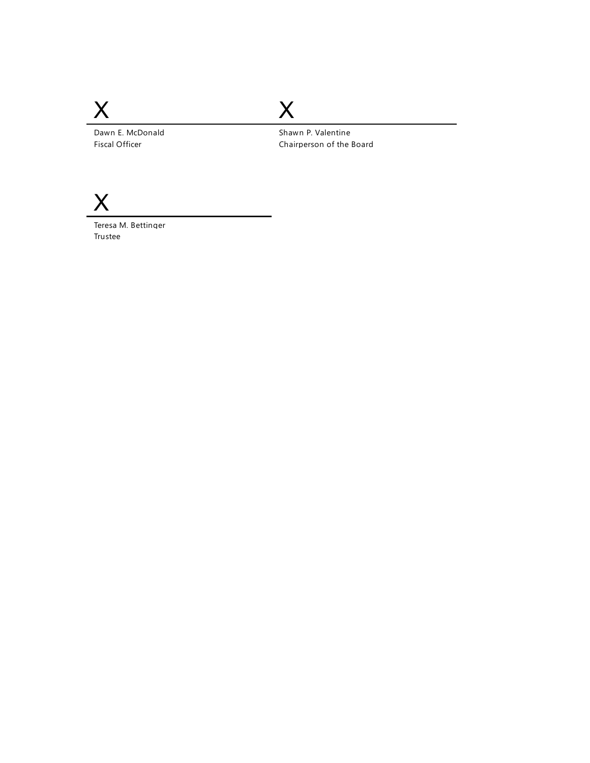X

Dawn E. McDonald
Fiscal Officer

X

Shawn P. Valentine
Chairperson of the Board

X

Teresa M. Bettinger
Trustee